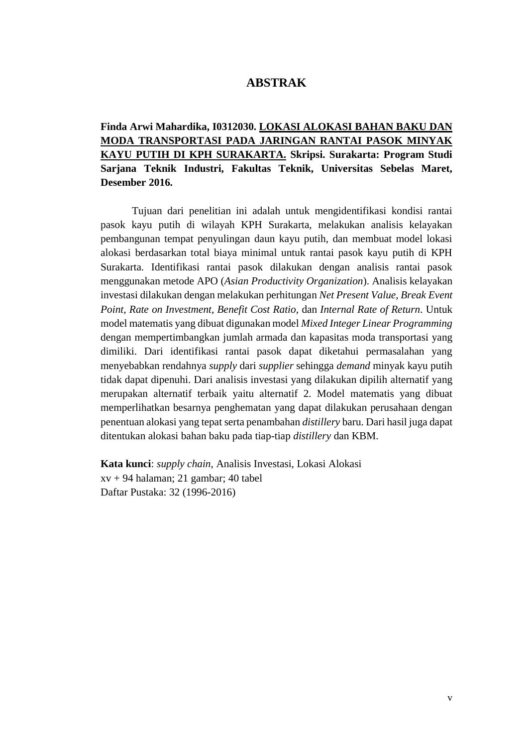# ABSTRAK

**Finda Arwi Mahardika, I0312030. <u>LOKASI ALOKASI BAHAN BAKU DAN MODA TRANSPORTASI PADA JARINGAN RANTAI PASOK MINYAK KAYU PUTIH DI KPH SURAKARTA.</u> Skripsi. Surakarta: Program Studi Sarjana Teknik Industri, Fakultas Teknik, Universitas Sebelas Maret, Desember 2016.**

Tujuan dari penelitian ini adalah untuk mengidentifikasi kondisi rantai pasok kayu putih di wilayah KPH Surakarta, melakukan analisis kelayakan pembangunan tempat penyulingan daun kayu putih, dan membuat model lokasi alokasi berdasarkan total biaya minimal untuk rantai pasok kayu putih di KPH Surakarta. Identifikasi rantai pasok dilakukan dengan analisis rantai pasok menggunakan metode APO (*Asian Productivity Organization*). Analisis kelayakan investasi dilakukan dengan melakukan perhitungan *Net Present Value, Break Event Point, Rate on Investment, Benefit Cost Ratio,* dan *Internal Rate of Return*. Untuk model matematis yang dibuat digunakan model *Mixed Integer Linear Programming* dengan mempertimbangkan jumlah armada dan kapasitas moda transportasi yang dimiliki. Dari identifikasi rantai pasok dapat diketahui permasalahan yang menyebabkan rendahnya *supply* dari *supplier* sehingga *demand* minyak kayu putih tidak dapat dipenuhi. Dari analisis investasi yang dilakukan dipilih alternatif yang merupakan alternatif terbaik yaitu alternatif 2. Model matematis yang dibuat memperlihatkan besarnya penghematan yang dapat dilakukan perusahaan dengan penentuan alokasi yang tepat serta penambahan *distillery* baru. Dari hasil juga dapat ditentukan alokasi bahan baku pada tiap-tiap *distillery* dan KBM.

**Kata kunci**: *supply chain,* Analisis Investasi, Lokasi Alokasi
xv + 94 halaman; 21 gambar; 40 tabel
Daftar Pustaka: 32 (1996-2016)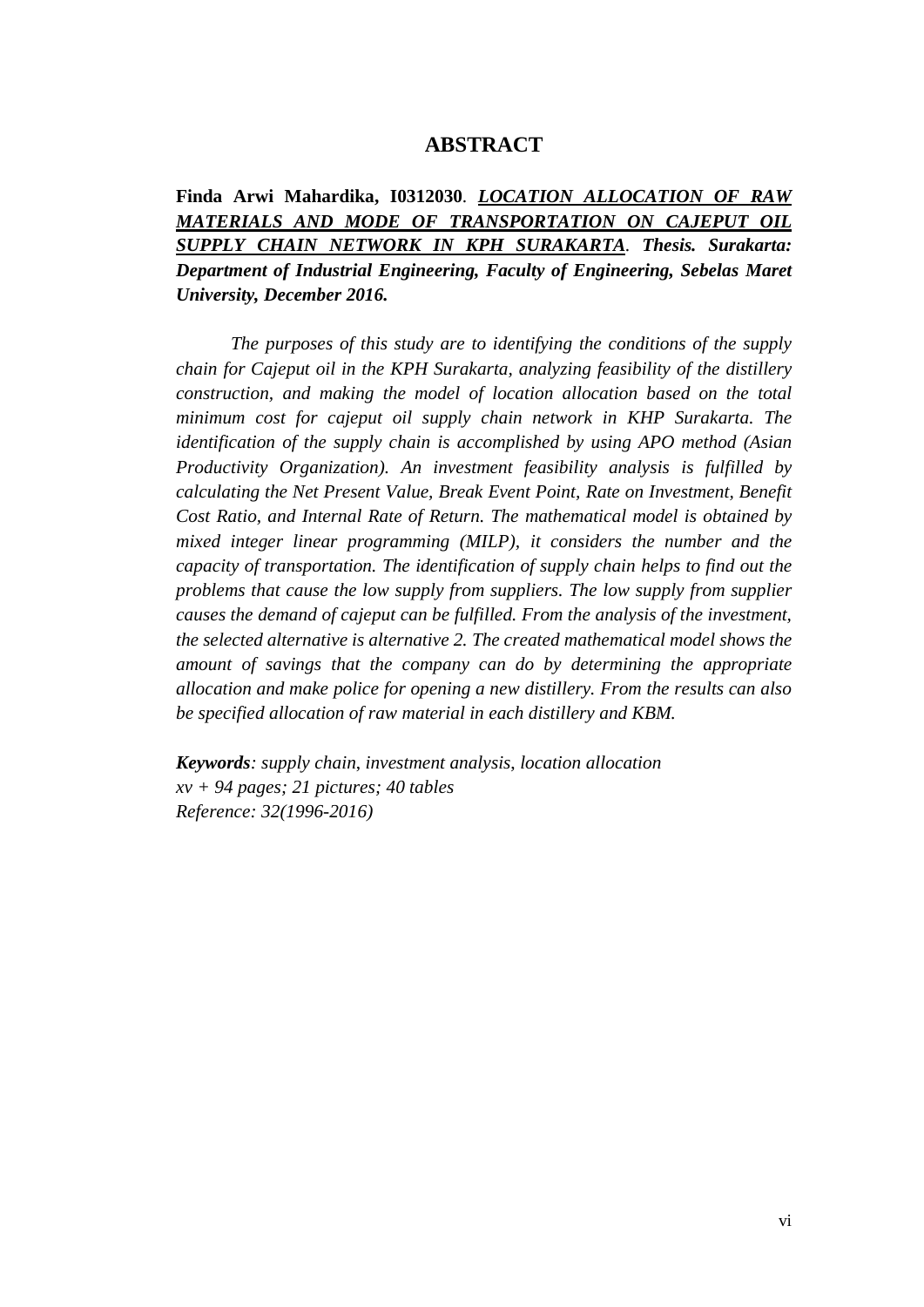# ABSTRACT

**Finda Arwi Mahardika, I0312030**. ***LOCATION ALLOCATION OF RAW MATERIALS AND MODE OF TRANSPORTATION ON CAJEPUT OIL SUPPLY CHAIN NETWORK IN KPH SURAKARTA***. ***Thesis. Surakarta: Department of Industrial Engineering, Faculty of Engineering, Sebelas Maret University, December 2016.***

*The purposes of this study are to identifying the conditions of the supply chain for Cajeput oil in the KPH Surakarta, analyzing feasibility of the distillery construction, and making the model of location allocation based on the total minimum cost for cajeput oil supply chain network in KHP Surakarta. The identification of the supply chain is accomplished by using APO method (Asian Productivity Organization). An investment feasibility analysis is fulfilled by calculating the Net Present Value, Break Event Point, Rate on Investment, Benefit Cost Ratio, and Internal Rate of Return. The mathematical model is obtained by mixed integer linear programming (MILP), it considers the number and the capacity of transportation. The identification of supply chain helps to find out the problems that cause the low supply from suppliers. The low supply from supplier causes the demand of cajeput can be fulfilled. From the analysis of the investment, the selected alternative is alternative 2. The created mathematical model shows the amount of savings that the company can do by determining the appropriate allocation and make police for opening a new distillery. From the results can also be specified allocation of raw material in each distillery and KBM.*

***Keywords****: supply chain, investment analysis, location allocation*
*xv + 94 pages; 21 pictures; 40 tables*
*Reference: 32(1996-2016)*